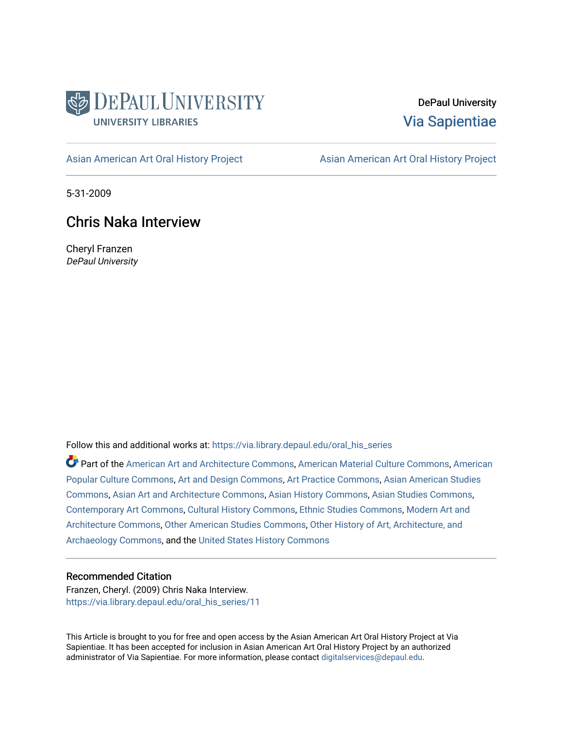DePaul University Libraries

DePaul University
Via Sapientiae

Asian American Art Oral History Project | Asian American Art Oral History Project

5-31-2009

# Chris Naka Interview

Cheryl Franzen
*DePaul University*

Follow this and additional works at: https://via.library.depaul.edu/oral_his_series

Part of the American Art and Architecture Commons, American Material Culture Commons, American Popular Culture Commons, Art and Design Commons, Art Practice Commons, Asian American Studies Commons, Asian Art and Architecture Commons, Asian History Commons, Asian Studies Commons, Contemporary Art Commons, Cultural History Commons, Ethnic Studies Commons, Modern Art and Architecture Commons, Other American Studies Commons, Other History of Art, Architecture, and Archaeology Commons, and the United States History Commons

## Recommended Citation

Franzen, Cheryl. (2009) Chris Naka Interview.
https://via.library.depaul.edu/oral_his_series/11

This Article is brought to you for free and open access by the Asian American Art Oral History Project at Via Sapientiae. It has been accepted for inclusion in Asian American Art Oral History Project by an authorized administrator of Via Sapientiae. For more information, please contact digitalservices@depaul.edu.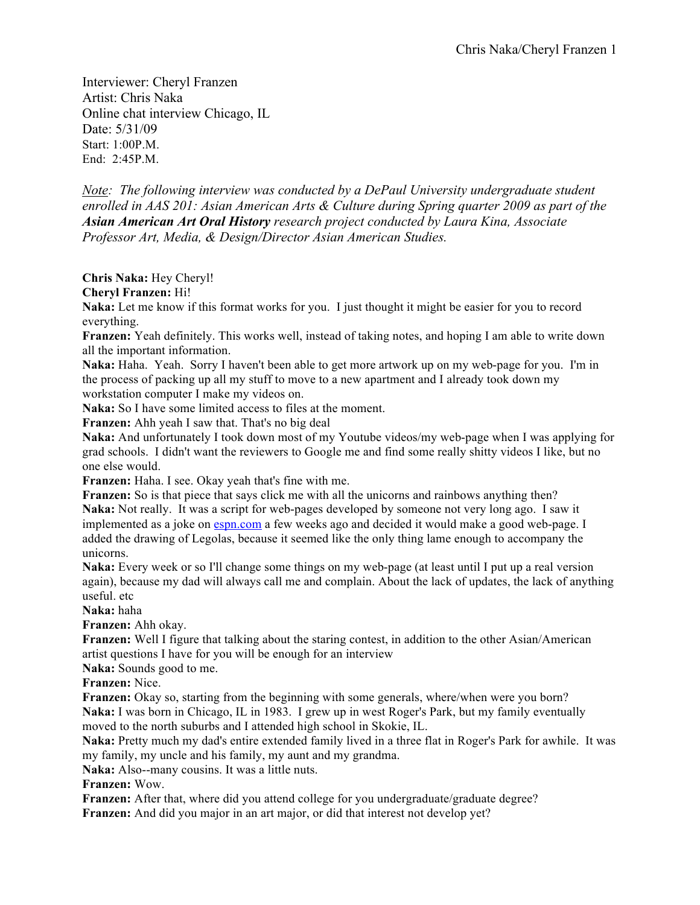Interviewer: Cheryl Franzen
Artist: Chris Naka
Online chat interview Chicago, IL
Date: 5/31/09
Start: 1:00P.M.
End: 2:45P.M.

*Note: The following interview was conducted by a DePaul University undergraduate student enrolled in AAS 201: Asian American Arts & Culture during Spring quarter 2009 as part of the **Asian American Art Oral History** research project conducted by Laura Kina, Associate Professor Art, Media, & Design/Director Asian American Studies.*

**Chris Naka:** Hey Cheryl!
**Cheryl Franzen:** Hi!
**Naka:** Let me know if this format works for you. I just thought it might be easier for you to record everything.
**Franzen:** Yeah definitely. This works well, instead of taking notes, and hoping I am able to write down all the important information.
**Naka:** Haha. Yeah. Sorry I haven't been able to get more artwork up on my web-page for you. I'm in the process of packing up all my stuff to move to a new apartment and I already took down my workstation computer I make my videos on.
**Naka:** So I have some limited access to files at the moment.
**Franzen:** Ahh yeah I saw that. That's no big deal
**Naka:** And unfortunately I took down most of my Youtube videos/my web-page when I was applying for grad schools. I didn't want the reviewers to Google me and find some really shitty videos I like, but no one else would.
**Franzen:** Haha. I see. Okay yeah that's fine with me.
**Franzen:** So is that piece that says click me with all the unicorns and rainbows anything then?
**Naka:** Not really. It was a script for web-pages developed by someone not very long ago. I saw it implemented as a joke on espn.com a few weeks ago and decided it would make a good web-page. I added the drawing of Legolas, because it seemed like the only thing lame enough to accompany the unicorns.
**Naka:** Every week or so I'll change some things on my web-page (at least until I put up a real version again), because my dad will always call me and complain. About the lack of updates, the lack of anything useful. etc
**Naka:** haha
**Franzen:** Ahh okay.
**Franzen:** Well I figure that talking about the staring contest, in addition to the other Asian/American artist questions I have for you will be enough for an interview
**Naka:** Sounds good to me.
**Franzen:** Nice.
**Franzen:** Okay so, starting from the beginning with some generals, where/when were you born?
**Naka:** I was born in Chicago, IL in 1983. I grew up in west Roger's Park, but my family eventually moved to the north suburbs and I attended high school in Skokie, IL.
**Naka:** Pretty much my dad's entire extended family lived in a three flat in Roger's Park for awhile. It was my family, my uncle and his family, my aunt and my grandma.
**Naka:** Also--many cousins. It was a little nuts.
**Franzen:** Wow.
**Franzen:** After that, where did you attend college for you undergraduate/graduate degree?
**Franzen:** And did you major in an art major, or did that interest not develop yet?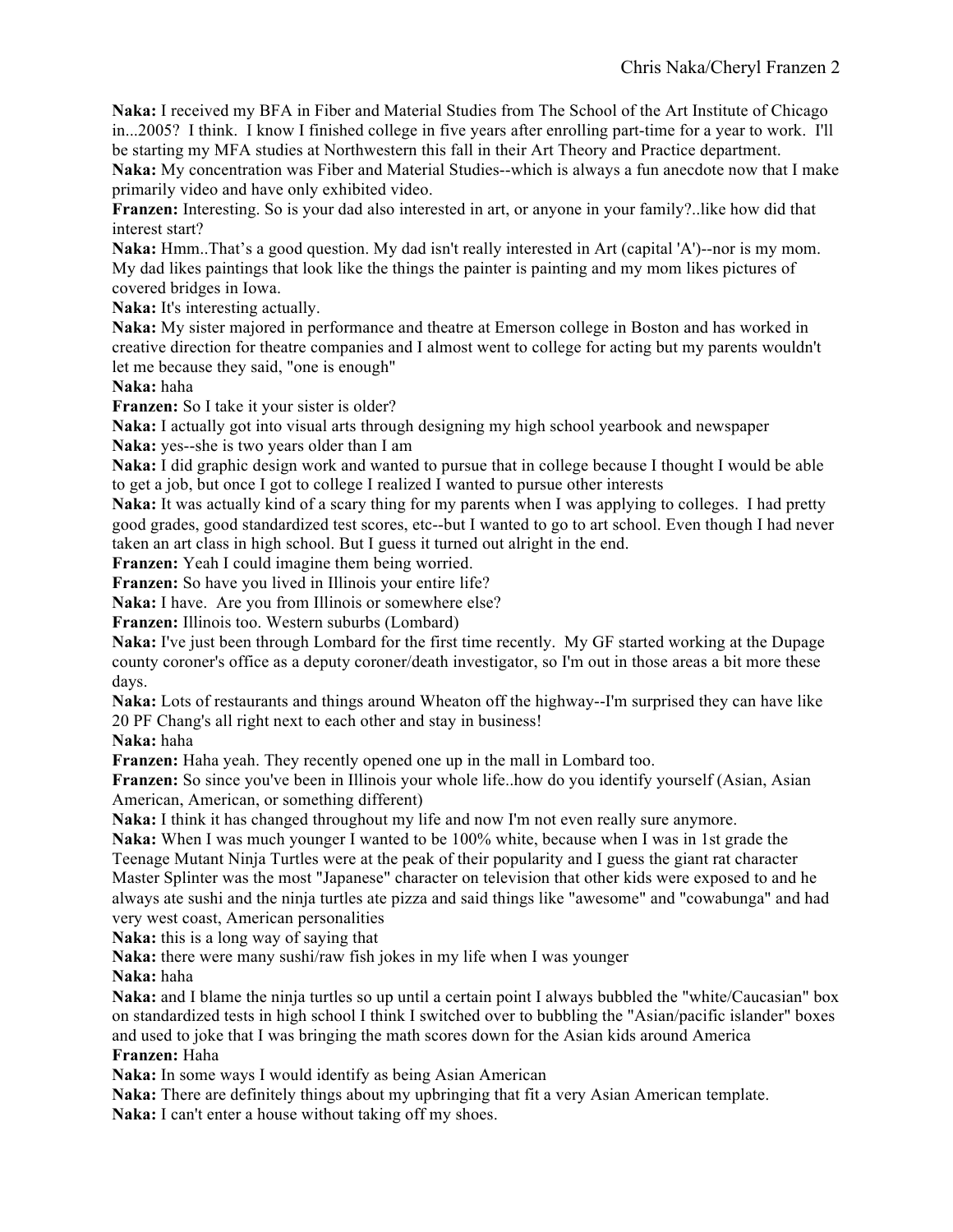**Naka:** I received my BFA in Fiber and Material Studies from The School of the Art Institute of Chicago in...2005? I think. I know I finished college in five years after enrolling part-time for a year to work. I'll be starting my MFA studies at Northwestern this fall in their Art Theory and Practice department.

**Naka:** My concentration was Fiber and Material Studies--which is always a fun anecdote now that I make primarily video and have only exhibited video.

**Franzen:** Interesting. So is your dad also interested in art, or anyone in your family?..like how did that interest start?

**Naka:** Hmm..That's a good question. My dad isn't really interested in Art (capital 'A')--nor is my mom. My dad likes paintings that look like the things the painter is painting and my mom likes pictures of covered bridges in Iowa.

**Naka:** It's interesting actually.

**Naka:** My sister majored in performance and theatre at Emerson college in Boston and has worked in creative direction for theatre companies and I almost went to college for acting but my parents wouldn't let me because they said, "one is enough"

**Naka:** haha

**Franzen:** So I take it your sister is older?

**Naka:** I actually got into visual arts through designing my high school yearbook and newspaper

**Naka:** yes--she is two years older than I am

**Naka:** I did graphic design work and wanted to pursue that in college because I thought I would be able to get a job, but once I got to college I realized I wanted to pursue other interests

**Naka:** It was actually kind of a scary thing for my parents when I was applying to colleges. I had pretty good grades, good standardized test scores, etc--but I wanted to go to art school. Even though I had never taken an art class in high school. But I guess it turned out alright in the end.

**Franzen:** Yeah I could imagine them being worried.

**Franzen:** So have you lived in Illinois your entire life?

**Naka:** I have. Are you from Illinois or somewhere else?

**Franzen:** Illinois too. Western suburbs (Lombard)

**Naka:** I've just been through Lombard for the first time recently. My GF started working at the Dupage county coroner's office as a deputy coroner/death investigator, so I'm out in those areas a bit more these days.

**Naka:** Lots of restaurants and things around Wheaton off the highway--I'm surprised they can have like 20 PF Chang's all right next to each other and stay in business!

**Naka:** haha

**Franzen:** Haha yeah. They recently opened one up in the mall in Lombard too.

**Franzen:** So since you've been in Illinois your whole life..how do you identify yourself (Asian, Asian American, American, or something different)

**Naka:** I think it has changed throughout my life and now I'm not even really sure anymore.

**Naka:** When I was much younger I wanted to be 100% white, because when I was in 1st grade the Teenage Mutant Ninja Turtles were at the peak of their popularity and I guess the giant rat character Master Splinter was the most "Japanese" character on television that other kids were exposed to and he always ate sushi and the ninja turtles ate pizza and said things like "awesome" and "cowabunga" and had very west coast, American personalities

**Naka:** this is a long way of saying that

**Naka:** there were many sushi/raw fish jokes in my life when I was younger

**Naka:** haha

**Naka:** and I blame the ninja turtles so up until a certain point I always bubbled the "white/Caucasian" box on standardized tests in high school I think I switched over to bubbling the "Asian/pacific islander" boxes and used to joke that I was bringing the math scores down for the Asian kids around America

**Franzen:** Haha

**Naka:** In some ways I would identify as being Asian American

**Naka:** There are definitely things about my upbringing that fit a very Asian American template.

**Naka:** I can't enter a house without taking off my shoes.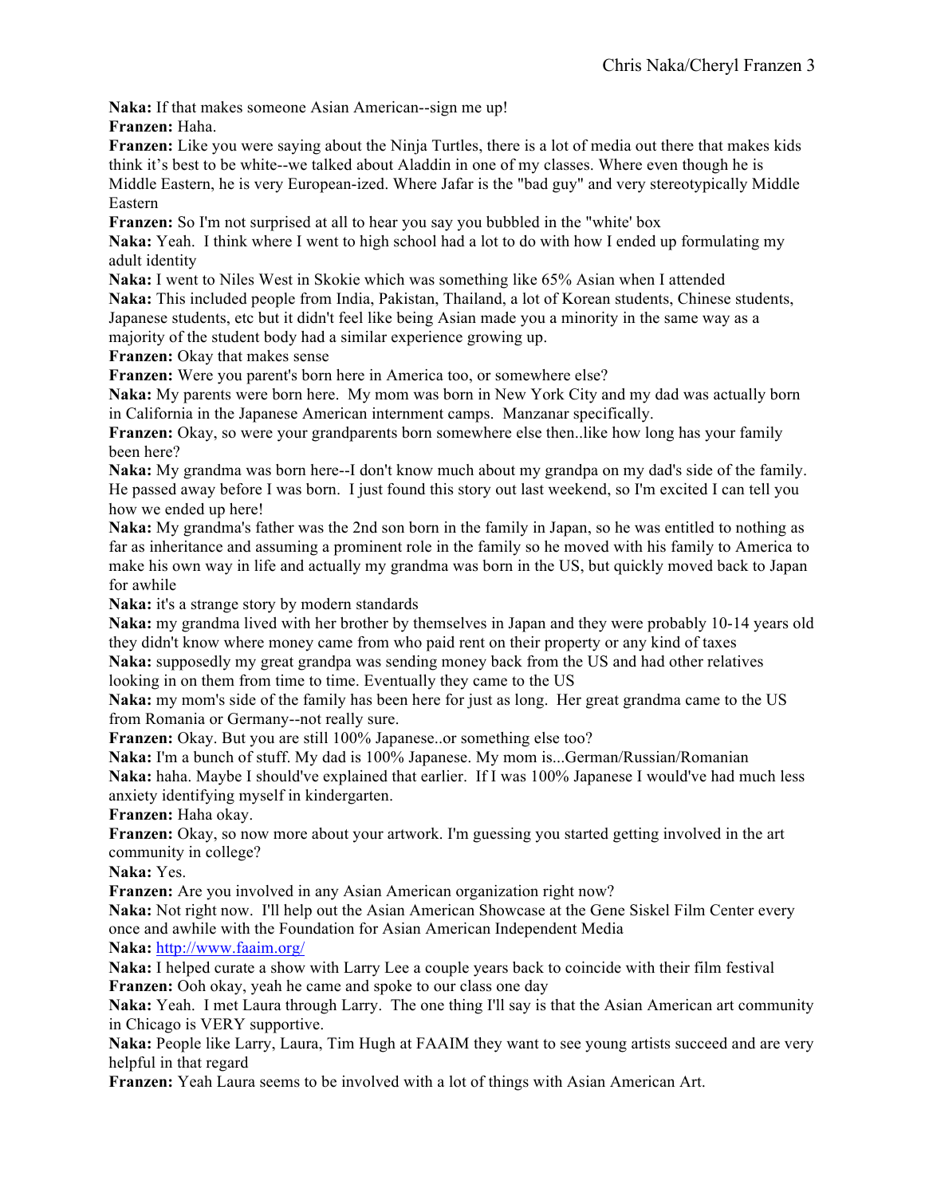**Naka:** If that makes someone Asian American--sign me up!

**Franzen:** Haha.

**Franzen:** Like you were saying about the Ninja Turtles, there is a lot of media out there that makes kids think it's best to be white--we talked about Aladdin in one of my classes. Where even though he is Middle Eastern, he is very European-ized. Where Jafar is the "bad guy" and very stereotypically Middle Eastern

**Franzen:** So I'm not surprised at all to hear you say you bubbled in the "white' box

**Naka:** Yeah. I think where I went to high school had a lot to do with how I ended up formulating my adult identity

**Naka:** I went to Niles West in Skokie which was something like 65% Asian when I attended

**Naka:** This included people from India, Pakistan, Thailand, a lot of Korean students, Chinese students, Japanese students, etc but it didn't feel like being Asian made you a minority in the same way as a majority of the student body had a similar experience growing up.

**Franzen:** Okay that makes sense

**Franzen:** Were you parent's born here in America too, or somewhere else?

**Naka:** My parents were born here. My mom was born in New York City and my dad was actually born in California in the Japanese American internment camps. Manzanar specifically.

**Franzen:** Okay, so were your grandparents born somewhere else then..like how long has your family been here?

**Naka:** My grandma was born here--I don't know much about my grandpa on my dad's side of the family. He passed away before I was born. I just found this story out last weekend, so I'm excited I can tell you how we ended up here!

**Naka:** My grandma's father was the 2nd son born in the family in Japan, so he was entitled to nothing as far as inheritance and assuming a prominent role in the family so he moved with his family to America to make his own way in life and actually my grandma was born in the US, but quickly moved back to Japan for awhile

**Naka:** it's a strange story by modern standards

**Naka:** my grandma lived with her brother by themselves in Japan and they were probably 10-14 years old they didn't know where money came from who paid rent on their property or any kind of taxes

**Naka:** supposedly my great grandpa was sending money back from the US and had other relatives looking in on them from time to time. Eventually they came to the US

**Naka:** my mom's side of the family has been here for just as long. Her great grandma came to the US from Romania or Germany--not really sure.

**Franzen:** Okay. But you are still 100% Japanese..or something else too?

**Naka:** I'm a bunch of stuff. My dad is 100% Japanese. My mom is...German/Russian/Romanian

**Naka:** haha. Maybe I should've explained that earlier. If I was 100% Japanese I would've had much less anxiety identifying myself in kindergarten.

**Franzen:** Haha okay.

**Franzen:** Okay, so now more about your artwork. I'm guessing you started getting involved in the art community in college?

**Naka:** Yes.

**Franzen:** Are you involved in any Asian American organization right now?

**Naka:** Not right now. I'll help out the Asian American Showcase at the Gene Siskel Film Center every once and awhile with the Foundation for Asian American Independent Media

**Naka:** http://www.faaim.org/

**Naka:** I helped curate a show with Larry Lee a couple years back to coincide with their film festival

**Franzen:** Ooh okay, yeah he came and spoke to our class one day

**Naka:** Yeah. I met Laura through Larry. The one thing I'll say is that the Asian American art community in Chicago is VERY supportive.

**Naka:** People like Larry, Laura, Tim Hugh at FAAIM they want to see young artists succeed and are very helpful in that regard

**Franzen:** Yeah Laura seems to be involved with a lot of things with Asian American Art.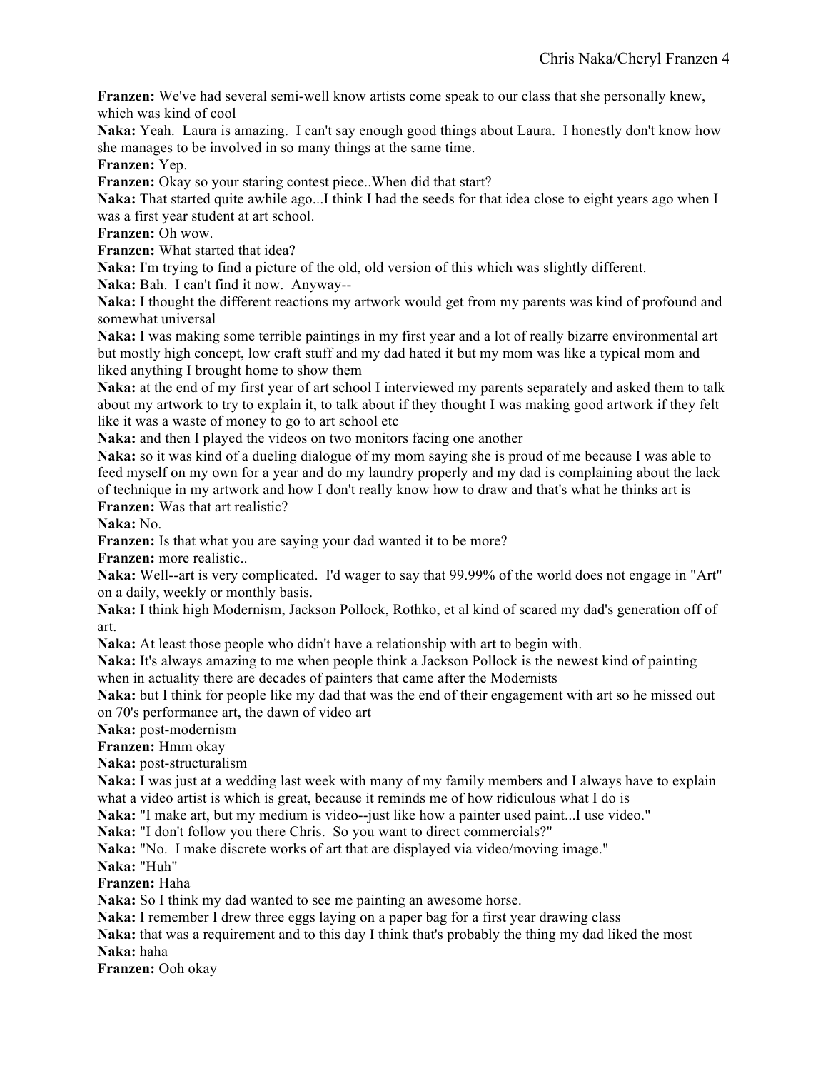**Franzen:** We've had several semi-well know artists come speak to our class that she personally knew, which was kind of cool

**Naka:** Yeah. Laura is amazing. I can't say enough good things about Laura. I honestly don't know how she manages to be involved in so many things at the same time.

**Franzen:** Yep.

**Franzen:** Okay so your staring contest piece..When did that start?

**Naka:** That started quite awhile ago...I think I had the seeds for that idea close to eight years ago when I was a first year student at art school.

**Franzen:** Oh wow.

**Franzen:** What started that idea?

**Naka:** I'm trying to find a picture of the old, old version of this which was slightly different.

**Naka:** Bah. I can't find it now. Anyway--

**Naka:** I thought the different reactions my artwork would get from my parents was kind of profound and somewhat universal

**Naka:** I was making some terrible paintings in my first year and a lot of really bizarre environmental art but mostly high concept, low craft stuff and my dad hated it but my mom was like a typical mom and liked anything I brought home to show them

**Naka:** at the end of my first year of art school I interviewed my parents separately and asked them to talk about my artwork to try to explain it, to talk about if they thought I was making good artwork if they felt like it was a waste of money to go to art school etc

**Naka:** and then I played the videos on two monitors facing one another

**Naka:** so it was kind of a dueling dialogue of my mom saying she is proud of me because I was able to feed myself on my own for a year and do my laundry properly and my dad is complaining about the lack of technique in my artwork and how I don't really know how to draw and that's what he thinks art is

**Franzen:** Was that art realistic?

**Naka:** No.

**Franzen:** Is that what you are saying your dad wanted it to be more?

**Franzen:** more realistic..

**Naka:** Well--art is very complicated. I'd wager to say that 99.99% of the world does not engage in "Art" on a daily, weekly or monthly basis.

**Naka:** I think high Modernism, Jackson Pollock, Rothko, et al kind of scared my dad's generation off of art.

**Naka:** At least those people who didn't have a relationship with art to begin with.

**Naka:** It's always amazing to me when people think a Jackson Pollock is the newest kind of painting when in actuality there are decades of painters that came after the Modernists

**Naka:** but I think for people like my dad that was the end of their engagement with art so he missed out on 70's performance art, the dawn of video art

**Naka:** post-modernism

**Franzen:** Hmm okay

**Naka:** post-structuralism

**Naka:** I was just at a wedding last week with many of my family members and I always have to explain what a video artist is which is great, because it reminds me of how ridiculous what I do is

**Naka:** "I make art, but my medium is video--just like how a painter used paint...I use video."

**Naka:** "I don't follow you there Chris. So you want to direct commercials?"

**Naka:** "No. I make discrete works of art that are displayed via video/moving image."

**Naka:** "Huh"

**Franzen:** Haha

**Naka:** So I think my dad wanted to see me painting an awesome horse.

**Naka:** I remember I drew three eggs laying on a paper bag for a first year drawing class

**Naka:** that was a requirement and to this day I think that's probably the thing my dad liked the most

**Naka:** haha

**Franzen:** Ooh okay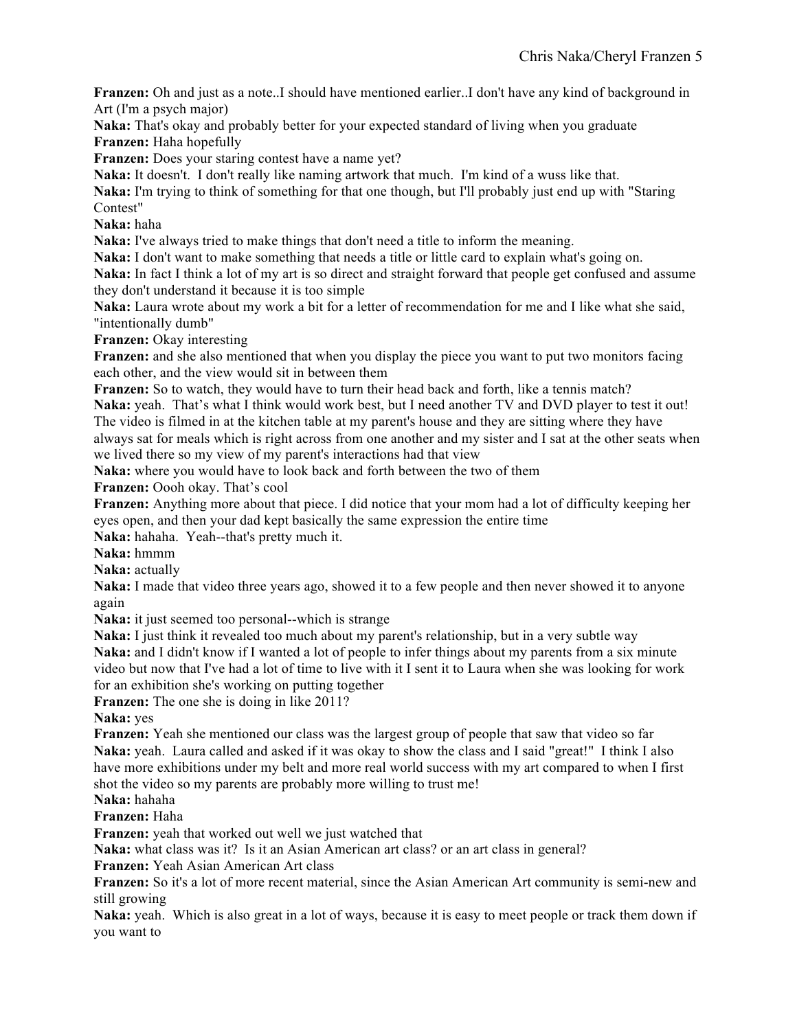**Franzen:** Oh and just as a note..I should have mentioned earlier..I don't have any kind of background in Art (I'm a psych major)

**Naka:** That's okay and probably better for your expected standard of living when you graduate

**Franzen:** Haha hopefully

**Franzen:** Does your staring contest have a name yet?

**Naka:** It doesn't. I don't really like naming artwork that much. I'm kind of a wuss like that.

**Naka:** I'm trying to think of something for that one though, but I'll probably just end up with "Staring Contest"

**Naka:** haha

**Naka:** I've always tried to make things that don't need a title to inform the meaning.

**Naka:** I don't want to make something that needs a title or little card to explain what's going on.

**Naka:** In fact I think a lot of my art is so direct and straight forward that people get confused and assume they don't understand it because it is too simple

**Naka:** Laura wrote about my work a bit for a letter of recommendation for me and I like what she said, "intentionally dumb"

**Franzen:** Okay interesting

**Franzen:** and she also mentioned that when you display the piece you want to put two monitors facing each other, and the view would sit in between them

**Franzen:** So to watch, they would have to turn their head back and forth, like a tennis match?

**Naka:** yeah. That's what I think would work best, but I need another TV and DVD player to test it out! The video is filmed in at the kitchen table at my parent's house and they are sitting where they have always sat for meals which is right across from one another and my sister and I sat at the other seats when we lived there so my view of my parent's interactions had that view

**Naka:** where you would have to look back and forth between the two of them

**Franzen:** Oooh okay. That's cool

**Franzen:** Anything more about that piece. I did notice that your mom had a lot of difficulty keeping her eyes open, and then your dad kept basically the same expression the entire time

**Naka:** hahaha. Yeah--that's pretty much it.

**Naka:** hmmm

**Naka:** actually

**Naka:** I made that video three years ago, showed it to a few people and then never showed it to anyone again

**Naka:** it just seemed too personal--which is strange

**Naka:** I just think it revealed too much about my parent's relationship, but in a very subtle way

**Naka:** and I didn't know if I wanted a lot of people to infer things about my parents from a six minute video but now that I've had a lot of time to live with it I sent it to Laura when she was looking for work for an exhibition she's working on putting together

**Franzen:** The one she is doing in like 2011?

**Naka:** yes

**Franzen:** Yeah she mentioned our class was the largest group of people that saw that video so far

**Naka:** yeah. Laura called and asked if it was okay to show the class and I said "great!" I think I also have more exhibitions under my belt and more real world success with my art compared to when I first shot the video so my parents are probably more willing to trust me!

**Naka:** hahaha

**Franzen:** Haha

**Franzen:** yeah that worked out well we just watched that

**Naka:** what class was it? Is it an Asian American art class? or an art class in general?

**Franzen:** Yeah Asian American Art class

**Franzen:** So it's a lot of more recent material, since the Asian American Art community is semi-new and still growing

**Naka:** yeah. Which is also great in a lot of ways, because it is easy to meet people or track them down if you want to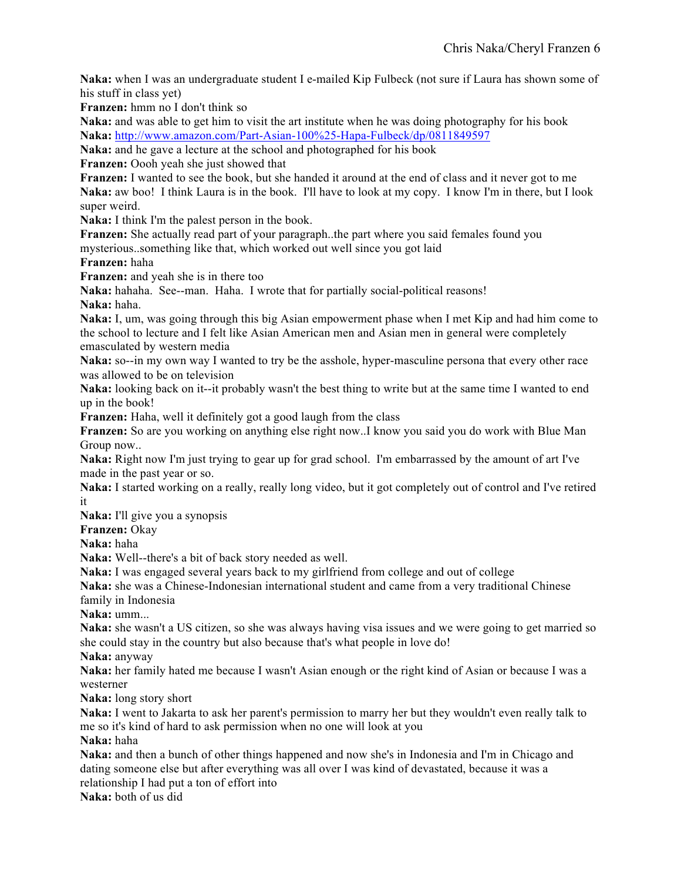**Naka:** when I was an undergraduate student I e-mailed Kip Fulbeck (not sure if Laura has shown some of his stuff in class yet)
**Franzen:** hmm no I don't think so
**Naka:** and was able to get him to visit the art institute when he was doing photography for his book
**Naka:** http://www.amazon.com/Part-Asian-100%25-Hapa-Fulbeck/dp/0811849597
**Naka:** and he gave a lecture at the school and photographed for his book
**Franzen:** Oooh yeah she just showed that
**Franzen:** I wanted to see the book, but she handed it around at the end of class and it never got to me
**Naka:** aw boo! I think Laura is in the book. I'll have to look at my copy. I know I'm in there, but I look super weird.
**Naka:** I think I'm the palest person in the book.
**Franzen:** She actually read part of your paragraph..the part where you said females found you mysterious..something like that, which worked out well since you got laid
**Franzen:** haha
**Franzen:** and yeah she is in there too
**Naka:** hahaha. See--man. Haha. I wrote that for partially social-political reasons!
**Naka:** haha.
**Naka:** I, um, was going through this big Asian empowerment phase when I met Kip and had him come to the school to lecture and I felt like Asian American men and Asian men in general were completely emasculated by western media
**Naka:** so--in my own way I wanted to try be the asshole, hyper-masculine persona that every other race was allowed to be on television
**Naka:** looking back on it--it probably wasn't the best thing to write but at the same time I wanted to end up in the book!
**Franzen:** Haha, well it definitely got a good laugh from the class
**Franzen:** So are you working on anything else right now..I know you said you do work with Blue Man Group now..
**Naka:** Right now I'm just trying to gear up for grad school. I'm embarrassed by the amount of art I've made in the past year or so.
**Naka:** I started working on a really, really long video, but it got completely out of control and I've retired it
**Naka:** I'll give you a synopsis
**Franzen:** Okay
**Naka:** haha
**Naka:** Well--there's a bit of back story needed as well.
**Naka:** I was engaged several years back to my girlfriend from college and out of college
**Naka:** she was a Chinese-Indonesian international student and came from a very traditional Chinese family in Indonesia
**Naka:** umm...
**Naka:** she wasn't a US citizen, so she was always having visa issues and we were going to get married so she could stay in the country but also because that's what people in love do!
**Naka:** anyway
**Naka:** her family hated me because I wasn't Asian enough or the right kind of Asian or because I was a westerner
**Naka:** long story short
**Naka:** I went to Jakarta to ask her parent's permission to marry her but they wouldn't even really talk to me so it's kind of hard to ask permission when no one will look at you
**Naka:** haha
**Naka:** and then a bunch of other things happened and now she's in Indonesia and I'm in Chicago and dating someone else but after everything was all over I was kind of devastated, because it was a relationship I had put a ton of effort into
**Naka:** both of us did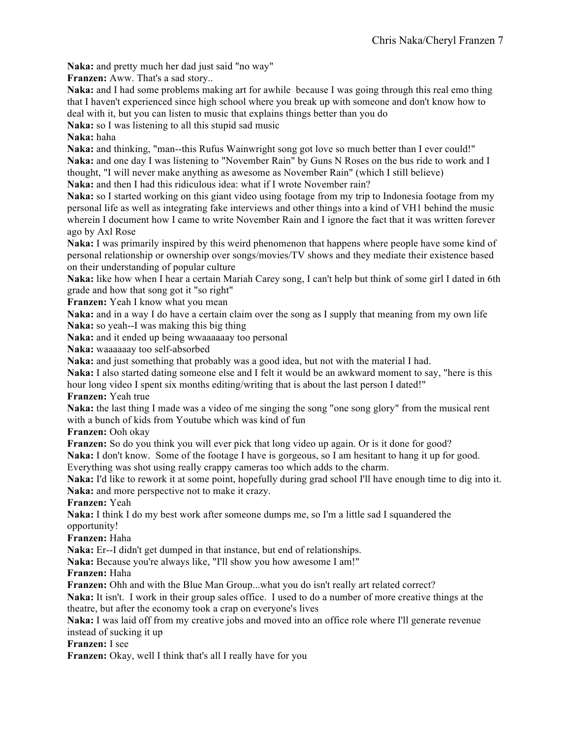**Naka:** and pretty much her dad just said "no way"

**Franzen:** Aww. That's a sad story..

**Naka:** and I had some problems making art for awhile because I was going through this real emo thing that I haven't experienced since high school where you break up with someone and don't know how to deal with it, but you can listen to music that explains things better than you do

**Naka:** so I was listening to all this stupid sad music

**Naka:** haha

**Naka:** and thinking, "man--this Rufus Wainwright song got love so much better than I ever could!"

**Naka:** and one day I was listening to "November Rain" by Guns N Roses on the bus ride to work and I thought, "I will never make anything as awesome as November Rain" (which I still believe)

**Naka:** and then I had this ridiculous idea: what if I wrote November rain?

**Naka:** so I started working on this giant video using footage from my trip to Indonesia footage from my personal life as well as integrating fake interviews and other things into a kind of VH1 behind the music wherein I document how I came to write November Rain and I ignore the fact that it was written forever ago by Axl Rose

**Naka:** I was primarily inspired by this weird phenomenon that happens where people have some kind of personal relationship or ownership over songs/movies/TV shows and they mediate their existence based on their understanding of popular culture

**Naka:** like how when I hear a certain Mariah Carey song, I can't help but think of some girl I dated in 6th grade and how that song got it "so right"

**Franzen:** Yeah I know what you mean

**Naka:** and in a way I do have a certain claim over the song as I supply that meaning from my own life

**Naka:** so yeah--I was making this big thing

**Naka:** and it ended up being wwaaaaaay too personal

**Naka:** waaaaaay too self-absorbed

**Naka:** and just something that probably was a good idea, but not with the material I had.

**Naka:** I also started dating someone else and I felt it would be an awkward moment to say, "here is this hour long video I spent six months editing/writing that is about the last person I dated!"

**Franzen:** Yeah true

**Naka:** the last thing I made was a video of me singing the song "one song glory" from the musical rent with a bunch of kids from Youtube which was kind of fun

**Franzen:** Ooh okay

**Franzen:** So do you think you will ever pick that long video up again. Or is it done for good?

**Naka:** I don't know. Some of the footage I have is gorgeous, so I am hesitant to hang it up for good. Everything was shot using really crappy cameras too which adds to the charm.

**Naka:** I'd like to rework it at some point, hopefully during grad school I'll have enough time to dig into it.

**Naka:** and more perspective not to make it crazy.

**Franzen:** Yeah

**Naka:** I think I do my best work after someone dumps me, so I'm a little sad I squandered the opportunity!

**Franzen:** Haha

**Naka:** Er--I didn't get dumped in that instance, but end of relationships.

**Naka:** Because you're always like, "I'll show you how awesome I am!"

**Franzen:** Haha

**Franzen:** Ohh and with the Blue Man Group...what you do isn't really art related correct?

**Naka:** It isn't. I work in their group sales office. I used to do a number of more creative things at the theatre, but after the economy took a crap on everyone's lives

**Naka:** I was laid off from my creative jobs and moved into an office role where I'll generate revenue instead of sucking it up

**Franzen:** I see

**Franzen:** Okay, well I think that's all I really have for you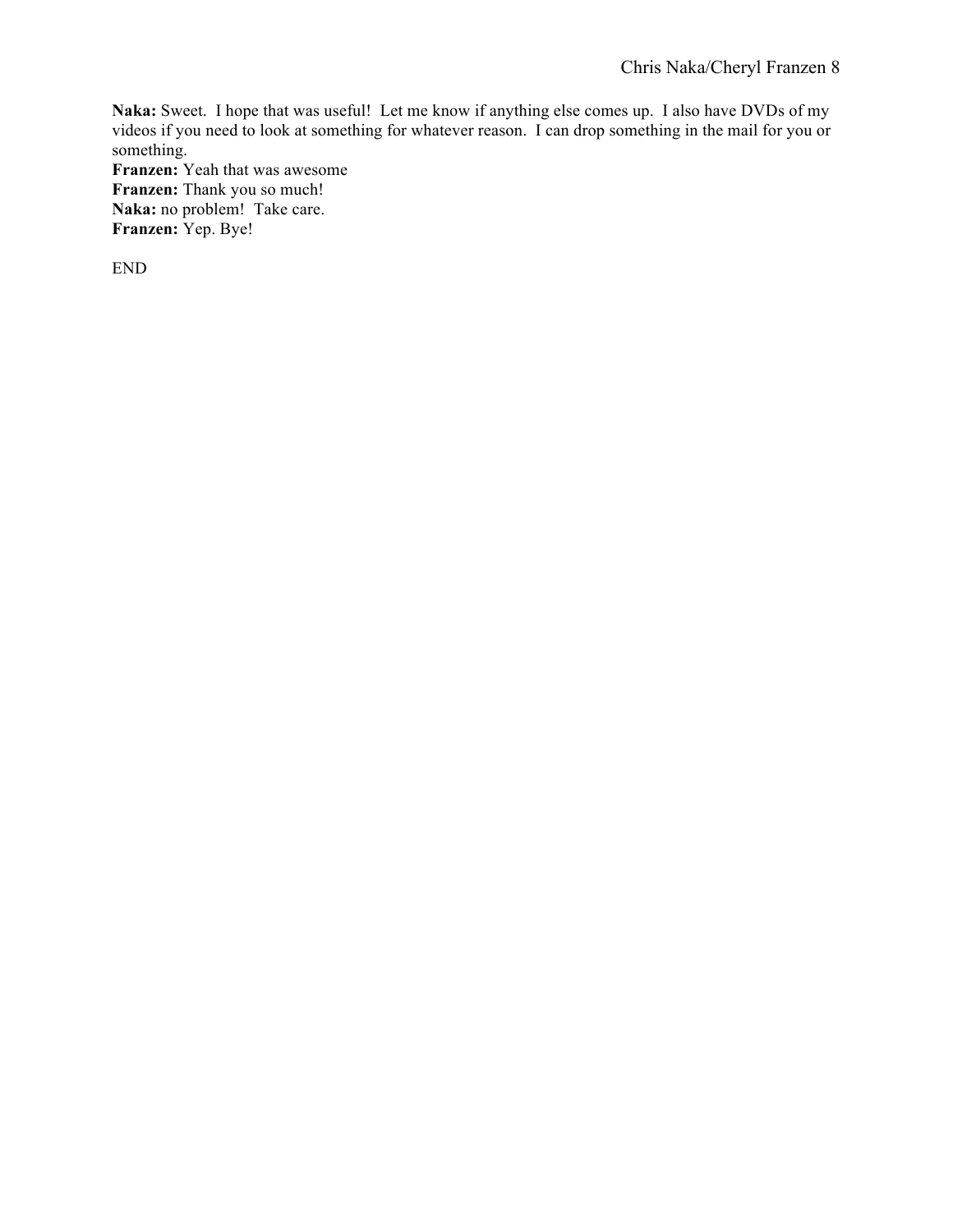**Naka:** Sweet. I hope that was useful! Let me know if anything else comes up. I also have DVDs of my videos if you need to look at something for whatever reason. I can drop something in the mail for you or something.
**Franzen:** Yeah that was awesome
**Franzen:** Thank you so much!
**Naka:** no problem! Take care.
**Franzen:** Yep. Bye!

END